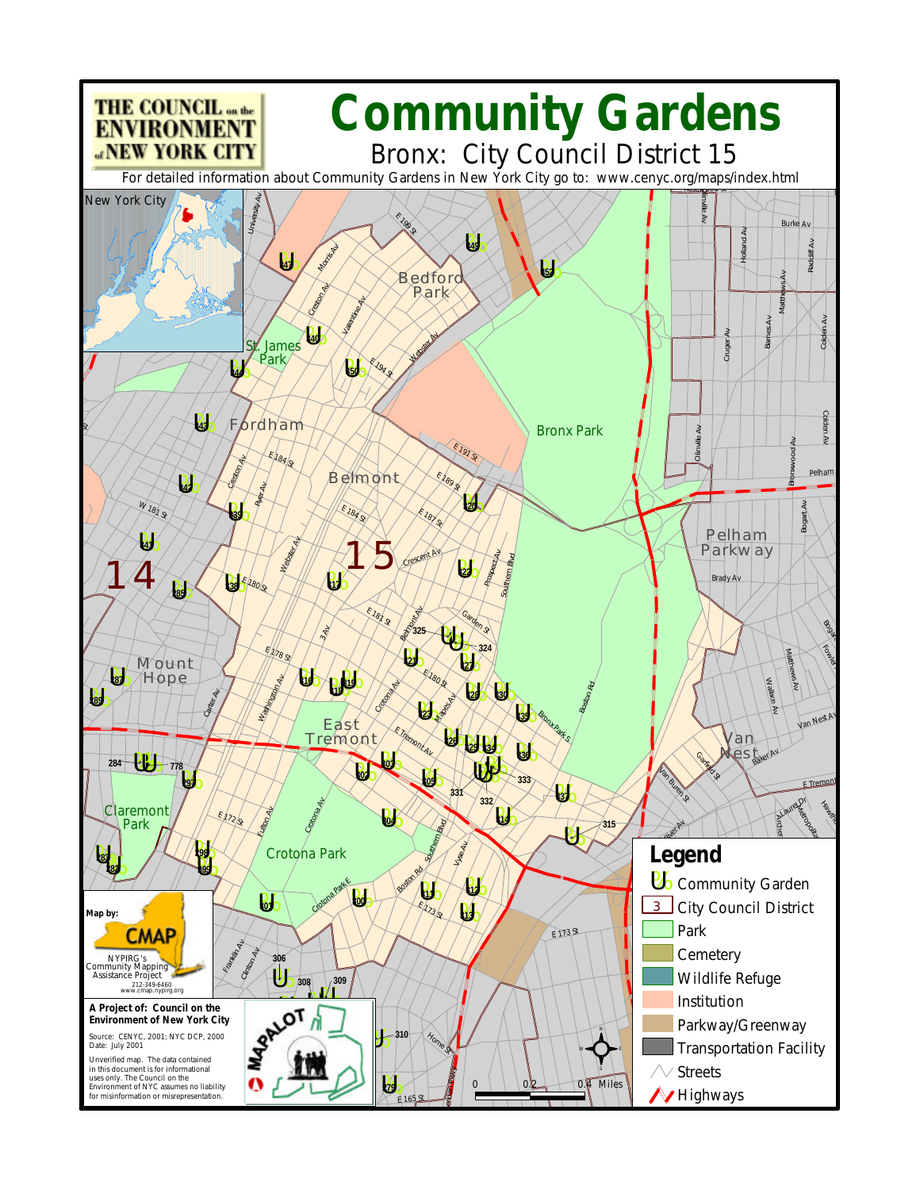# Community Gardens

## Bronx: City Council District 15

For detailed information about Community Gardens in New York City go to: www.cenyc.org/maps/index.html

THE COUNCIL on the ENVIRONMENT of NEW YORK CITY

**Legend**

- Community Garden
- City Council District
- Park
- Cemetery
- Wildlife Refuge
- Institution
- Parkway/Greenway
- Transportation Facility
- Streets
- Highways

0 0.2 0.4 Miles

**Map by:**

CMAP
NYPIRG's Community Mapping Assistance Project
212-349-6460
www.cmap.nypirg.org

**A Project of: Council on the Environment of New York City**

Source: CENYC, 2001; NYC DCP, 2000
Date: July 2001

Unverified map. The data contained in this document is for informational uses only. The Council on the Environment of NYC assumes no liability for misinformation or misrepresentation.

MAPALOT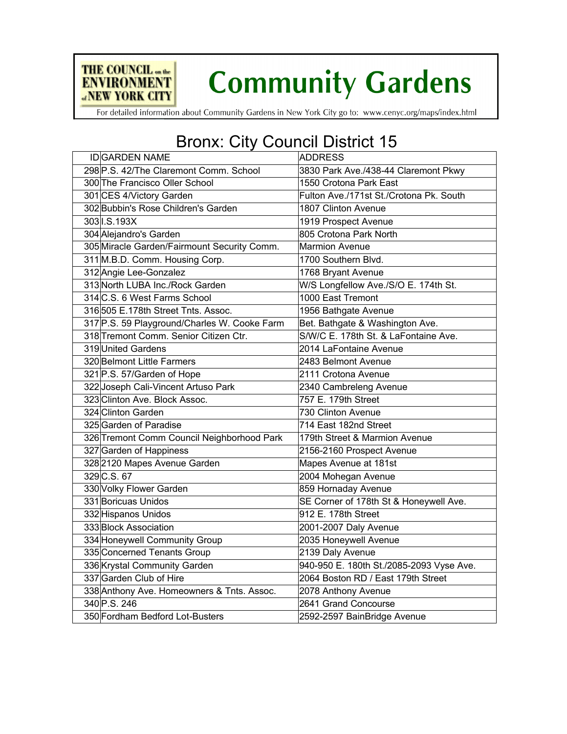THE COUNCIL on the ENVIRONMENT of NEW YORK CITY

# Community Gardens

For detailed information about Community Gardens in New York City go to: www.cenyc.org/maps/index.html

## Bronx: City Council District 15

| ID | GARDEN NAME | ADDRESS |
|---|---|---|
| 298 | P.S. 42/The Claremont Comm. School | 3830 Park Ave./438-44 Claremont Pkwy |
| 300 | The Francisco Oller School | 1550 Crotona Park East |
| 301 | CES 4/Victory Garden | Fulton Ave./171st St./Crotona Pk. South |
| 302 | Bubbin's Rose Children's Garden | 1807 Clinton Avenue |
| 303 | I.S.193X | 1919 Prospect Avenue |
| 304 | Alejandro's Garden | 805 Crotona Park North |
| 305 | Miracle Garden/Fairmount Security Comm. | Marmion Avenue |
| 311 | M.B.D. Comm. Housing Corp. | 1700 Southern Blvd. |
| 312 | Angie Lee-Gonzalez | 1768 Bryant Avenue |
| 313 | North LUBA Inc./Rock Garden | W/S Longfellow Ave./S/O E. 174th St. |
| 314 | C.S. 6 West Farms School | 1000 East Tremont |
| 316 | 505 E.178th Street Tnts. Assoc. | 1956 Bathgate Avenue |
| 317 | P.S. 59 Playground/Charles W. Cooke Farm | Bet. Bathgate & Washington Ave. |
| 318 | Tremont Comm. Senior Citizen Ctr. | S/W/C E. 178th St. & LaFontaine Ave. |
| 319 | United Gardens | 2014 LaFontaine Avenue |
| 320 | Belmont Little Farmers | 2483 Belmont Avenue |
| 321 | P.S. 57/Garden of Hope | 2111 Crotona Avenue |
| 322 | Joseph Cali-Vincent Artuso Park | 2340 Cambreleng Avenue |
| 323 | Clinton Ave. Block Assoc. | 757 E. 179th Street |
| 324 | Clinton Garden | 730 Clinton Avenue |
| 325 | Garden of Paradise | 714 East 182nd Street |
| 326 | Tremont Comm Council Neighborhood Park | 179th Street & Marmion Avenue |
| 327 | Garden of Happiness | 2156-2160 Prospect Avenue |
| 328 | 2120 Mapes Avenue Garden | Mapes Avenue at 181st |
| 329 | C.S. 67 | 2004 Mohegan Avenue |
| 330 | Volky Flower Garden | 859 Hornaday Avenue |
| 331 | Boricuas Unidos | SE Corner of 178th St & Honeywell Ave. |
| 332 | Hispanos Unidos | 912 E. 178th Street |
| 333 | Block Association | 2001-2007 Daly Avenue |
| 334 | Honeywell Community Group | 2035 Honeywell Avenue |
| 335 | Concerned Tenants Group | 2139 Daly Avenue |
| 336 | Krystal Community Garden | 940-950 E. 180th St./2085-2093 Vyse Ave. |
| 337 | Garden Club of Hire | 2064 Boston RD / East 179th Street |
| 338 | Anthony Ave. Homeowners & Tnts. Assoc. | 2078 Anthony Avenue |
| 340 | P.S. 246 | 2641 Grand Concourse |
| 350 | Fordham Bedford Lot-Busters | 2592-2597 BainBridge Avenue |